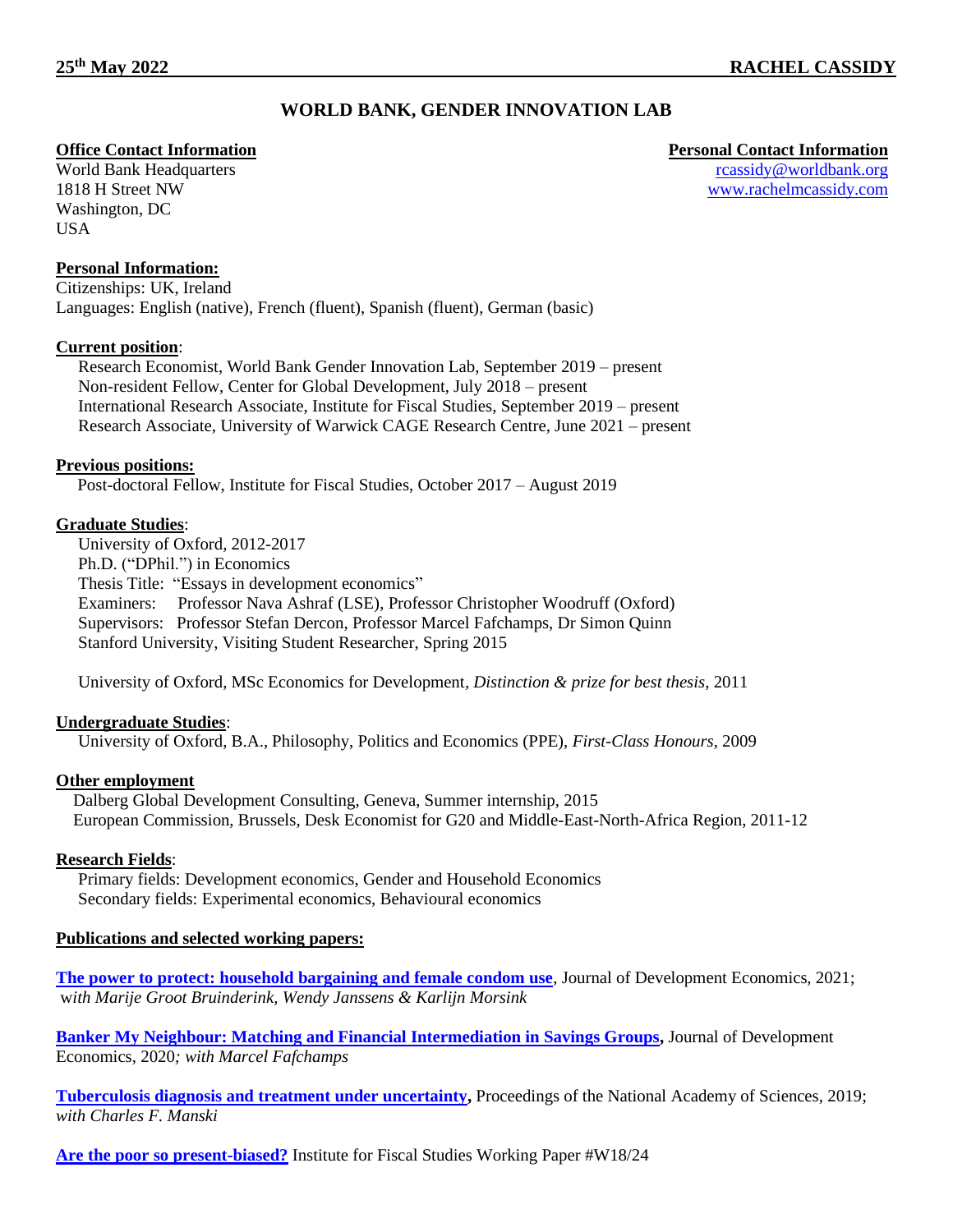**25th May 2022** **RACHEL CASSIDY**

# WORLD BANK, GENDER INNOVATION LAB

**Office Contact Information**
World Bank Headquarters
1818 H Street NW
Washington, DC
USA

**Personal Contact Information**
rcassidy@worldbank.org
www.rachelmcassidy.com

**Personal Information:**
Citizenships: UK, Ireland
Languages: English (native), French (fluent), Spanish (fluent), German (basic)

**Current position**:
Research Economist, World Bank Gender Innovation Lab, September 2019 – present
Non-resident Fellow, Center for Global Development, July 2018 – present
International Research Associate, Institute for Fiscal Studies, September 2019 – present
Research Associate, University of Warwick CAGE Research Centre, June 2021 – present

**Previous positions:**
Post-doctoral Fellow, Institute for Fiscal Studies, October 2017 – August 2019

**Graduate Studies**:
University of Oxford, 2012-2017
Ph.D. ("DPhil.") in Economics
Thesis Title: "Essays in development economics"
Examiners: Professor Nava Ashraf (LSE), Professor Christopher Woodruff (Oxford)
Supervisors: Professor Stefan Dercon, Professor Marcel Fafchamps, Dr Simon Quinn
Stanford University, Visiting Student Researcher, Spring 2015

University of Oxford, MSc Economics for Development, *Distinction & prize for best thesis*, 2011

**Undergraduate Studies**:
University of Oxford, B.A., Philosophy, Politics and Economics (PPE), *First-Class Honours*, 2009

**Other employment**
Dalberg Global Development Consulting, Geneva, Summer internship, 2015
European Commission, Brussels, Desk Economist for G20 and Middle-East-North-Africa Region, 2011-12

**Research Fields**:
Primary fields: Development economics, Gender and Household Economics
Secondary fields: Experimental economics, Behavioural economics

**Publications and selected working papers:**

**The power to protect: household bargaining and female condom use**, Journal of Development Economics, 2021; with *Marije Groot Bruinderink, Wendy Janssens & Karlijn Morsink*

**Banker My Neighbour: Matching and Financial Intermediation in Savings Groups,** Journal of Development Economics, 2020*; with Marcel Fafchamps*

**Tuberculosis diagnosis and treatment under uncertainty,** Proceedings of the National Academy of Sciences, 2019; *with Charles F. Manski*

**Are the poor so present-biased?** Institute for Fiscal Studies Working Paper #W18/24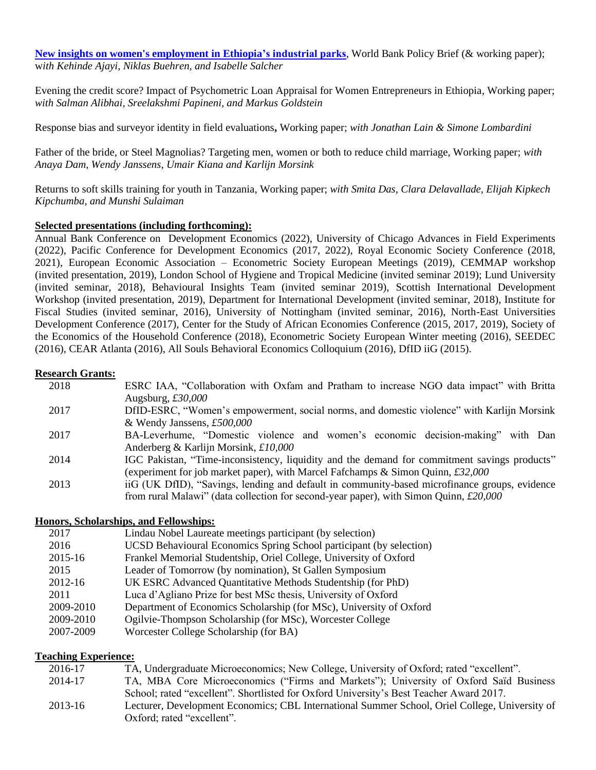**New insights on women's employment in Ethiopia's industrial parks**, World Bank Policy Brief (& working paper); *with Kehinde Ajayi, Niklas Buehren, and Isabelle Salcher*

Evening the credit score? Impact of Psychometric Loan Appraisal for Women Entrepreneurs in Ethiopia, Working paper; *with Salman Alibhai, Sreelakshmi Papineni, and Markus Goldstein*

Response bias and surveyor identity in field evaluations**,** Working paper; *with Jonathan Lain & Simone Lombardini*

Father of the bride, or Steel Magnolias? Targeting men, women or both to reduce child marriage, Working paper; *with Anaya Dam, Wendy Janssens, Umair Kiana and Karlijn Morsink*

Returns to soft skills training for youth in Tanzania, Working paper; *with Smita Das, Clara Delavallade, Elijah Kipkech Kipchumba, and Munshi Sulaiman*

**Selected presentations (including forthcoming):**

Annual Bank Conference on Development Economics (2022), University of Chicago Advances in Field Experiments (2022), Pacific Conference for Development Economics (2017, 2022), Royal Economic Society Conference (2018, 2021), European Economic Association – Econometric Society European Meetings (2019), CEMMAP workshop (invited presentation, 2019), London School of Hygiene and Tropical Medicine (invited seminar 2019); Lund University (invited seminar, 2018), Behavioural Insights Team (invited seminar 2019), Scottish International Development Workshop (invited presentation, 2019), Department for International Development (invited seminar, 2018), Institute for Fiscal Studies (invited seminar, 2016), University of Nottingham (invited seminar, 2016), North-East Universities Development Conference (2017), Center for the Study of African Economies Conference (2015, 2017, 2019), Society of the Economics of the Household Conference (2018), Econometric Society European Winter meeting (2016), SEEDEC (2016), CEAR Atlanta (2016), All Souls Behavioral Economics Colloquium (2016), DfID iiG (2015).

**Research Grants:**

| | |
|---|---|
| 2018 | ESRC IAA, "Collaboration with Oxfam and Pratham to increase NGO data impact" with Britta Augsburg, *£30,000* |
| 2017 | DfID-ESRC, "Women's empowerment, social norms, and domestic violence" with Karlijn Morsink & Wendy Janssens, *£500,000* |
| 2017 | BA-Leverhume, "Domestic violence and women's economic decision-making" with Dan Anderberg & Karlijn Morsink, *£10,000* |
| 2014 | IGC Pakistan, "Time-inconsistency, liquidity and the demand for commitment savings products" (experiment for job market paper), with Marcel Fafchamps & Simon Quinn, *£32,000* |
| 2013 | iiG (UK DfID), "Savings, lending and default in community-based microfinance groups, evidence from rural Malawi" (data collection for second-year paper), with Simon Quinn, *£20,000* |

**Honors, Scholarships, and Fellowships:**

| | |
|---|---|
| 2017 | Lindau Nobel Laureate meetings participant (by selection) |
| 2016 | UCSD Behavioural Economics Spring School participant (by selection) |
| 2015-16 | Frankel Memorial Studentship, Oriel College, University of Oxford |
| 2015 | Leader of Tomorrow (by nomination), St Gallen Symposium |
| 2012-16 | UK ESRC Advanced Quantitative Methods Studentship (for PhD) |
| 2011 | Luca d'Agliano Prize for best MSc thesis, University of Oxford |
| 2009-2010 | Department of Economics Scholarship (for MSc), University of Oxford |
| 2009-2010 | Ogilvie-Thompson Scholarship (for MSc), Worcester College |
| 2007-2009 | Worcester College Scholarship (for BA) |

**Teaching Experience:**

| | |
|---|---|
| 2016-17 | TA, Undergraduate Microeconomics; New College, University of Oxford; rated "excellent". |
| 2014-17 | TA, MBA Core Microeconomics ("Firms and Markets"); University of Oxford Saïd Business School; rated "excellent". Shortlisted for Oxford University's Best Teacher Award 2017. |
| 2013-16 | Lecturer, Development Economics; CBL International Summer School, Oriel College, University of Oxford; rated "excellent". |